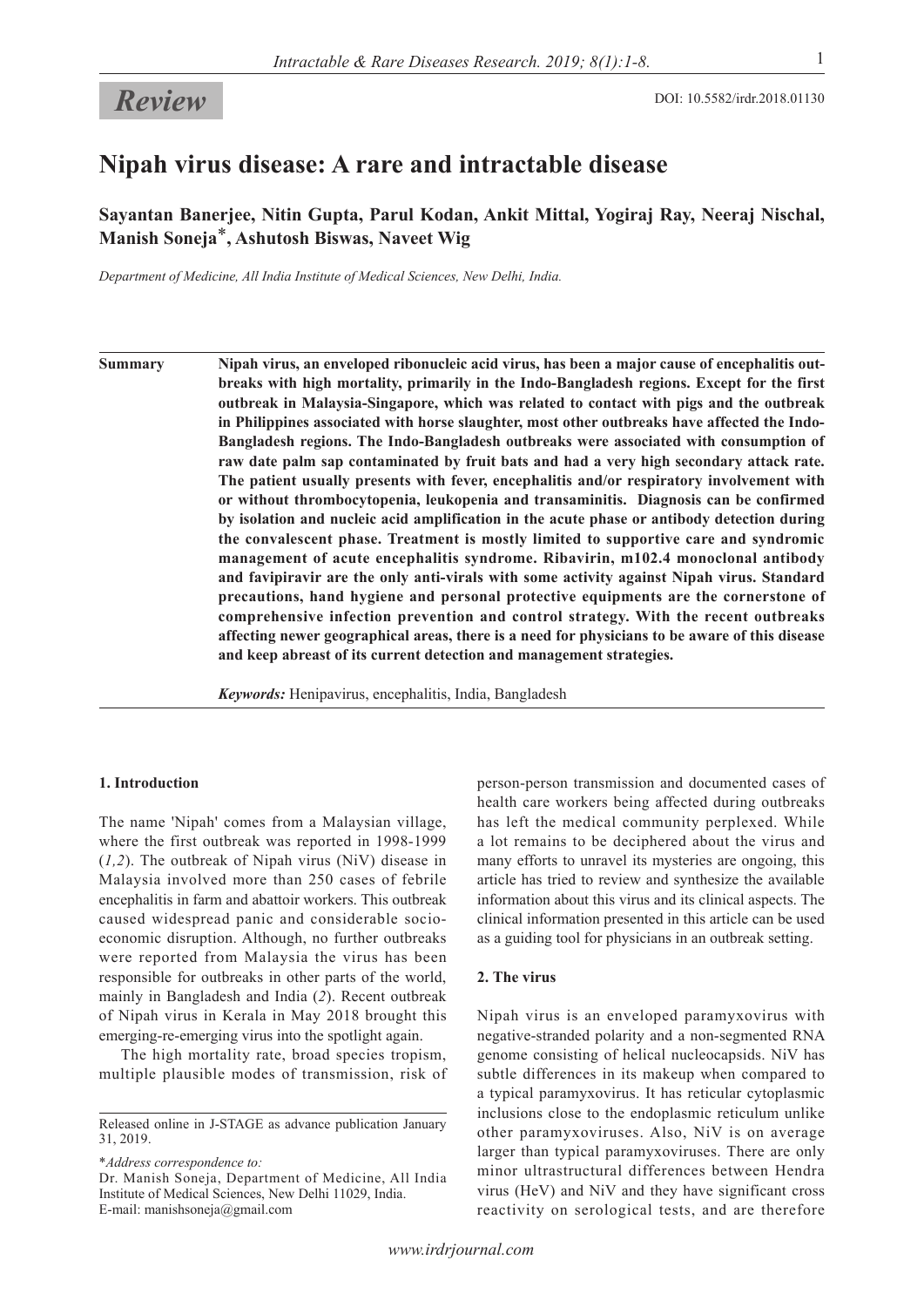*Review*

DOI: 10.5582/irdr.2018.01130

# Nipah virus disease: A rare and intractable disease

**Sayantan Banerjee, Nitin Gupta, Parul Kodan, Ankit Mittal, Yogiraj Ray, Neeraj Nischal, Manish Soneja*, Ashutosh Biswas, Naveet Wig**

*Department of Medicine, All India Institute of Medical Sciences, New Delhi, India.*

**Summary** **Nipah virus, an enveloped ribonucleic acid virus, has been a major cause of encephalitis outbreaks with high mortality, primarily in the Indo-Bangladesh regions. Except for the first outbreak in Malaysia-Singapore, which was related to contact with pigs and the outbreak in Philippines associated with horse slaughter, most other outbreaks have affected the Indo-Bangladesh regions. The Indo-Bangladesh outbreaks were associated with consumption of raw date palm sap contaminated by fruit bats and had a very high secondary attack rate. The patient usually presents with fever, encephalitis and/or respiratory involvement with or without thrombocytopenia, leukopenia and transaminitis. Diagnosis can be confirmed by isolation and nucleic acid amplification in the acute phase or antibody detection during the convalescent phase. Treatment is mostly limited to supportive care and syndromic management of acute encephalitis syndrome. Ribavirin, m102.4 monoclonal antibody and favipiravir are the only anti-virals with some activity against Nipah virus. Standard precautions, hand hygiene and personal protective equipments are the cornerstone of comprehensive infection prevention and control strategy. With the recent outbreaks affecting newer geographical areas, there is a need for physicians to be aware of this disease and keep abreast of its current detection and management strategies.**

***Keywords:*** Henipavirus, encephalitis, India, Bangladesh

## 1. Introduction

The name 'Nipah' comes from a Malaysian village, where the first outbreak was reported in 1998-1999 (*1,2*). The outbreak of Nipah virus (NiV) disease in Malaysia involved more than 250 cases of febrile encephalitis in farm and abattoir workers. This outbreak caused widespread panic and considerable socio-economic disruption. Although, no further outbreaks were reported from Malaysia the virus has been responsible for outbreaks in other parts of the world, mainly in Bangladesh and India (*2*). Recent outbreak of Nipah virus in Kerala in May 2018 brought this emerging-re-emerging virus into the spotlight again.

The high mortality rate, broad species tropism, multiple plausible modes of transmission, risk of person-person transmission and documented cases of health care workers being affected during outbreaks has left the medical community perplexed. While a lot remains to be deciphered about the virus and many efforts to unravel its mysteries are ongoing, this article has tried to review and synthesize the available information about this virus and its clinical aspects. The clinical information presented in this article can be used as a guiding tool for physicians in an outbreak setting.

## 2. The virus

Nipah virus is an enveloped paramyxovirus with negative-stranded polarity and a non-segmented RNA genome consisting of helical nucleocapsids. NiV has subtle differences in its makeup when compared to a typical paramyxovirus. It has reticular cytoplasmic inclusions close to the endoplasmic reticulum unlike other paramyxoviruses. Also, NiV is on average larger than typical paramyxoviruses. There are only minor ultrastructural differences between Hendra virus (HeV) and NiV and they have significant cross reactivity on serological tests, and are therefore

Released online in J-STAGE as advance publication January 31, 2019.

**Address correspondence to:*
Dr. Manish Soneja, Department of Medicine, All India Institute of Medical Sciences, New Delhi 11029, India.
E-mail: manishsoneja@gmail.com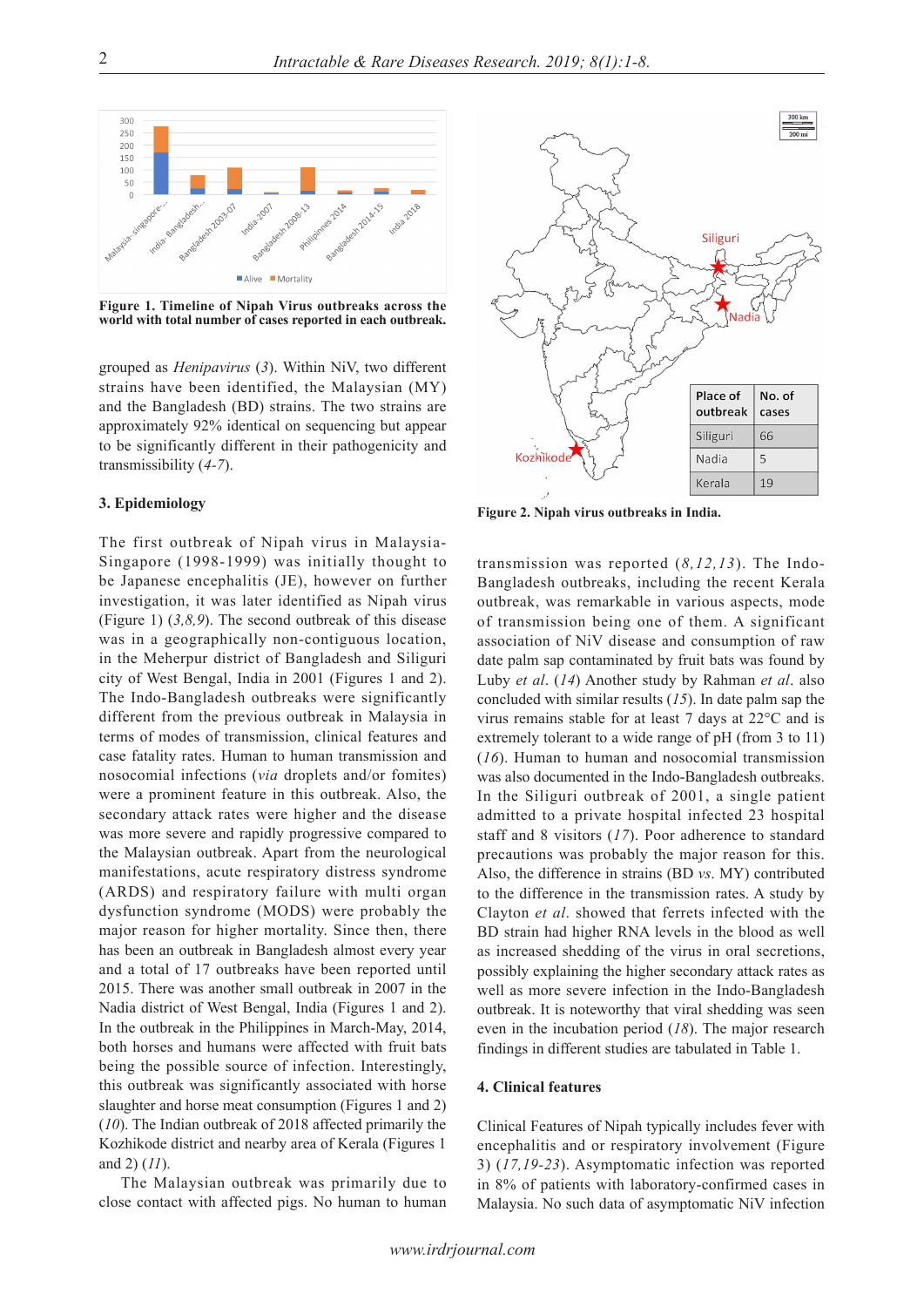Figure 1. Timeline of Nipah Virus outbreaks across the world with total number of cases reported in each outbreak.

| Place of outbreak | No. of cases |
|---|---|
| Siliguri | 66 |
| Nadia | 5 |
| Kerala | 19 |

Figure 2. Nipah virus outbreaks in India.

grouped as *Henipavirus* (*3*). Within NiV, two different strains have been identified, the Malaysian (MY) and the Bangladesh (BD) strains. The two strains are approximately 92% identical on sequencing but appear to be significantly different in their pathogenicity and transmissibility (*4-7*).

## 3. Epidemiology

The first outbreak of Nipah virus in Malaysia-Singapore (1998-1999) was initially thought to be Japanese encephalitis (JE), however on further investigation, it was later identified as Nipah virus (Figure 1) (*3,8,9*). The second outbreak of this disease was in a geographically non-contiguous location, in the Meherpur district of Bangladesh and Siliguri city of West Bengal, India in 2001 (Figures 1 and 2). The Indo-Bangladesh outbreaks were significantly different from the previous outbreak in Malaysia in terms of modes of transmission, clinical features and case fatality rates. Human to human transmission and nosocomial infections (*via* droplets and/or fomites) were a prominent feature in this outbreak. Also, the secondary attack rates were higher and the disease was more severe and rapidly progressive compared to the Malaysian outbreak. Apart from the neurological manifestations, acute respiratory distress syndrome (ARDS) and respiratory failure with multi organ dysfunction syndrome (MODS) were probably the major reason for higher mortality. Since then, there has been an outbreak in Bangladesh almost every year and a total of 17 outbreaks have been reported until 2015. There was another small outbreak in 2007 in the Nadia district of West Bengal, India (Figures 1 and 2). In the outbreak in the Philippines in March-May, 2014, both horses and humans were affected with fruit bats being the possible source of infection. Interestingly, this outbreak was significantly associated with horse slaughter and horse meat consumption (Figures 1 and 2) (*10*). The Indian outbreak of 2018 affected primarily the Kozhikode district and nearby area of Kerala (Figures 1 and 2) (*11*).

The Malaysian outbreak was primarily due to close contact with affected pigs. No human to human transmission was reported (*8,12,13*). The Indo-Bangladesh outbreaks, including the recent Kerala outbreak, was remarkable in various aspects, mode of transmission being one of them. A significant association of NiV disease and consumption of raw date palm sap contaminated by fruit bats was found by Luby *et al*. (*14*) Another study by Rahman *et al*. also concluded with similar results (*15*). In date palm sap the virus remains stable for at least 7 days at 22°C and is extremely tolerant to a wide range of pH (from 3 to 11) (*16*). Human to human and nosocomial transmission was also documented in the Indo-Bangladesh outbreaks. In the Siliguri outbreak of 2001, a single patient admitted to a private hospital infected 23 hospital staff and 8 visitors (*17*). Poor adherence to standard precautions was probably the major reason for this. Also, the difference in strains (BD *vs*. MY) contributed to the difference in the transmission rates. A study by Clayton *et al*. showed that ferrets infected with the BD strain had higher RNA levels in the blood as well as increased shedding of the virus in oral secretions, possibly explaining the higher secondary attack rates as well as more severe infection in the Indo-Bangladesh outbreak. It is noteworthy that viral shedding was seen even in the incubation period (*18*). The major research findings in different studies are tabulated in Table 1.

## 4. Clinical features

Clinical Features of Nipah typically includes fever with encephalitis and or respiratory involvement (Figure 3) (*17,19-23*). Asymptomatic infection was reported in 8% of patients with laboratory-confirmed cases in Malaysia. No such data of asymptomatic NiV infection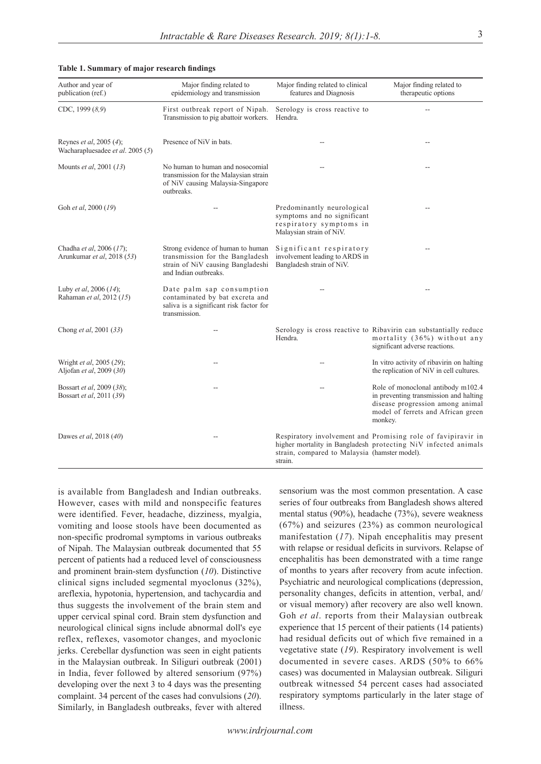**Table 1. Summary of major research findings**

| Author and year of publication (ref.) | Major finding related to epidemiology and transmission | Major finding related to clinical features and Diagnosis | Major finding related to therapeutic options |
|---|---|---|---|
| CDC, 1999 (*8,9*) | First outbreak report of Nipah. Transmission to pig abattoir workers. | Serology is cross reactive to Hendra. | -- |
| Reynes *et al*, 2005 (*4*); Wacharapluesadee *et al*. 2005 (*5*) | Presence of NiV in bats. | -- | -- |
| Mounts *et al*, 2001 (*13*) | No human to human and nosocomial transmission for the Malaysian strain of NiV causing Malaysia-Singapore outbreaks. | -- | -- |
| Goh *et al*, 2000 (*19*) | -- | Predominantly neurological symptoms and no significant respiratory symptoms in Malaysian strain of NiV. | -- |
| Chadha *et al*, 2006 (*17*); Arunkumar *et al*, 2018 (*53*) | Strong evidence of human to human transmission for the Bangladesh strain of NiV causing Bangladeshi and Indian outbreaks. | Significant respiratory involvement leading to ARDS in Bangladesh strain of NiV. | -- |
| Luby *et al*, 2006 (*14*); Rahaman *et al*, 2012 (*15*) | Date palm sap consumption contaminated by bat excreta and saliva is a significant risk factor for transmission. | -- | -- |
| Chong *et al*, 2001 (*33*) | -- | Serology is cross reactive to Hendra. | Ribavirin can substantially reduce mortality (36%) without any significant adverse reactions. |
| Wright *et al*, 2005 (*29*); Aljofan *et al*, 2009 (*30*) | -- | -- | In vitro activity of ribavirin on halting the replication of NiV in cell cultures. |
| Bossart *et al*, 2009 (*38*); Bossart *et al*, 2011 (*39*) | -- | -- | Role of monoclonal antibody m102.4 in preventing transmission and halting disease progression among animal model of ferrets and African green monkey. |
| Dawes *et al*, 2018 (*40*) | -- | Respiratory involvement and higher mortality in Bangladesh strain, compared to Malaysia strain. | Promising role of favipiravir in protecting NiV infected animals (hamster model). |

is available from Bangladesh and Indian outbreaks. However, cases with mild and nonspecific features were identified. Fever, headache, dizziness, myalgia, vomiting and loose stools have been documented as non-specific prodromal symptoms in various outbreaks of Nipah. The Malaysian outbreak documented that 55 percent of patients had a reduced level of consciousness and prominent brain-stem dysfunction (*10*). Distinctive clinical signs included segmental myoclonus (32%), areflexia, hypotonia, hypertension, and tachycardia and thus suggests the involvement of the brain stem and upper cervical spinal cord. Brain stem dysfunction and neurological clinical signs include abnormal doll's eye reflex, reflexes, vasomotor changes, and myoclonic jerks. Cerebellar dysfunction was seen in eight patients in the Malaysian outbreak. In Siliguri outbreak (2001) in India, fever followed by altered sensorium (97%) developing over the next 3 to 4 days was the presenting complaint. 34 percent of the cases had convulsions (*20*). Similarly, in Bangladesh outbreaks, fever with altered sensorium was the most common presentation. A case series of four outbreaks from Bangladesh shows altered mental status (90%), headache (73%), severe weakness (67%) and seizures (23%) as common neurological manifestation (*17*). Nipah encephalitis may present with relapse or residual deficits in survivors. Relapse of encephalitis has been demonstrated with a time range of months to years after recovery from acute infection. Psychiatric and neurological complications (depression, personality changes, deficits in attention, verbal, and/or visual memory) after recovery are also well known. Goh *et al*. reports from their Malaysian outbreak experience that 15 percent of their patients (14 patients) had residual deficits out of which five remained in a vegetative state (*19*). Respiratory involvement is well documented in severe cases. ARDS (50% to 66% cases) was documented in Malaysian outbreak. Siliguri outbreak witnessed 54 percent cases had associated respiratory symptoms particularly in the later stage of illness.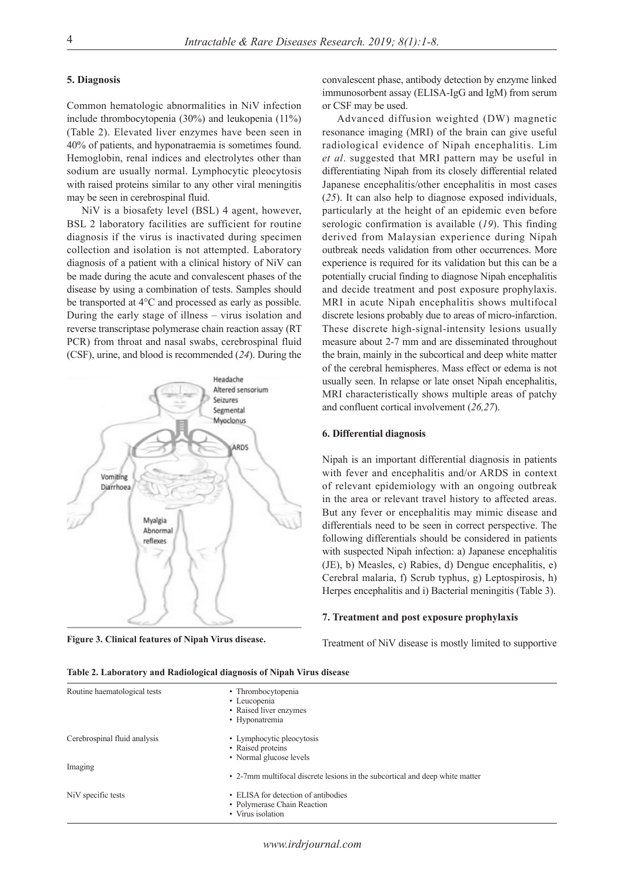## 5. Diagnosis

Common hematologic abnormalities in NiV infection include thrombocytopenia (30%) and leukopenia (11%) (Table 2). Elevated liver enzymes have been seen in 40% of patients, and hyponatraemia is sometimes found. Hemoglobin, renal indices and electrolytes other than sodium are usually normal. Lymphocytic pleocytosis with raised proteins similar to any other viral meningitis may be seen in cerebrospinal fluid.

NiV is a biosafety level (BSL) 4 agent, however, BSL 2 laboratory facilities are sufficient for routine diagnosis if the virus is inactivated during specimen collection and isolation is not attempted. Laboratory diagnosis of a patient with a clinical history of NiV can be made during the acute and convalescent phases of the disease by using a combination of tests. Samples should be transported at 4°C and processed as early as possible. During the early stage of illness – virus isolation and reverse transcriptase polymerase chain reaction assay (RT PCR) from throat and nasal swabs, cerebrospinal fluid (CSF), urine, and blood is recommended (*24*). During the convalescent phase, antibody detection by enzyme linked immunosorbent assay (ELISA-IgG and IgM) from serum or CSF may be used.

Headache
Altered sensorium
Seizures
Segmental
Myoclonus
ARDS
Vomiting
Diarrhoea
Myalgia
Abnormal
reflexes

**Figure 3. Clinical features of Nipah Virus disease.**

Advanced diffusion weighted (DW) magnetic resonance imaging (MRI) of the brain can give useful radiological evidence of Nipah encephalitis. Lim *et al*. suggested that MRI pattern may be useful in differentiating Nipah from its closely differential related Japanese encephalitis/other encephalitis in most cases (*25*). It can also help to diagnose exposed individuals, particularly at the height of an epidemic even before serologic confirmation is available (*19*). This finding derived from Malaysian experience during Nipah outbreak needs validation from other occurrences. More experience is required for its validation but this can be a potentially crucial finding to diagnose Nipah encephalitis and decide treatment and post exposure prophylaxis. MRI in acute Nipah encephalitis shows multifocal discrete lesions probably due to areas of micro-infarction. These discrete high-signal-intensity lesions usually measure about 2-7 mm and are disseminated throughout the brain, mainly in the subcortical and deep white matter of the cerebral hemispheres. Mass effect or edema is not usually seen. In relapse or late onset Nipah encephalitis, MRI characteristically shows multiple areas of patchy and confluent cortical involvement (*26,27*).

## 6. Differential diagnosis

Nipah is an important differential diagnosis in patients with fever and encephalitis and/or ARDS in context of relevant epidemiology with an ongoing outbreak in the area or relevant travel history to affected areas. But any fever or encephalitis may mimic disease and differentials need to be seen in correct perspective. The following differentials should be considered in patients with suspected Nipah infection: a) Japanese encephalitis (JE), b) Measles, c) Rabies, d) Dengue encephalitis, e) Cerebral malaria, f) Scrub typhus, g) Leptospirosis, h) Herpes encephalitis and i) Bacterial meningitis (Table 3).

## 7. Treatment and post exposure prophylaxis

Treatment of NiV disease is mostly limited to supportive

**Table 2. Laboratory and Radiological diagnosis of Nipah Virus disease**

| | |
|---|---|
| Routine haematological tests | • Thrombocytopenia<br>• Leucopenia<br>• Raised liver enzymes<br>• Hyponatremia |
| Cerebrospinal fluid analysis | • Lymphocytic pleocytosis<br>• Raised proteins<br>• Normal glucose levels |
| Imaging | • 2-7mm multifocal discrete lesions in the subcortical and deep white matter |
| NiV specific tests | • ELISA for detection of antibodies<br>• Polymerase Chain Reaction<br>• Virus isolation |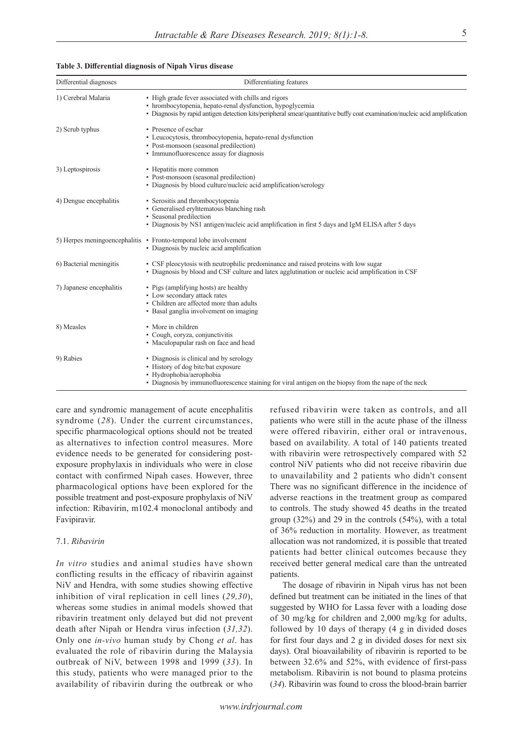**Table 3. Differential diagnosis of Nipah Virus disease**

| Differential diagnoses | Differentiating features |
|---|---|
| 1) Cerebral Malaria | • High grade fever associated with chills and rigors<br>• hrombocytopenia, hepato-renal dysfunction, hypoglycemia<br>• Diagnosis by rapid antigen detection kits/peripheral smear/quantitative buffy coat examination/nucleic acid amplification |
| 2) Scrub typhus | • Presence of eschar<br>• Leucocytosis, thrombocytopenia, hepato-renal dysfunction<br>• Post-monsoon (seasonal predilection)<br>• Immunofluorescence assay for diagnosis |
| 3) Leptospirosis | • Hepatitis more common<br>• Post-monsoon (seasonal predilection)<br>• Diagnosis by blood culture/nucleic acid amplification/serology |
| 4) Dengue encephalitis | • Serositis and thrombocytopenia<br>• Generalised eryhtematous blanching rash<br>• Seasonal predilection<br>• Diagnosis by NS1 antigen/nucleic acid amplification in first 5 days and IgM ELISA after 5 days |
| 5) Herpes meningoencephalitis | • Fronto-temporal lobe involvement<br>• Diagnosis by nucleic acid amplification |
| 6) Bacterial meningitis | • CSF pleocytosis with neutrophilic predominance and raised proteins with low sugar<br>• Diagnosis by blood and CSF culture and latex agglutination or nucleic acid amplification in CSF |
| 7) Japanese encephalitis | • Pigs (amplifying hosts) are healthy<br>• Low secondary attack rates<br>• Children are affected more than adults<br>• Basal ganglia involvement on imaging |
| 8) Measles | • More in children<br>• Cough, coryza, conjunctivitis<br>• Maculopapular rash on face and head |
| 9) Rabies | • Diagnosis is clinical and by serology<br>• History of dog bite/bat exposure<br>• Hydrophobia/aerophobia<br>• Diagnosis by immunofluorescence staining for viral antigen on the biopsy from the nape of the neck |

care and syndromic management of acute encephalitis syndrome (*28*). Under the current circumstances, specific pharmacological options should not be treated as alternatives to infection control measures. More evidence needs to be generated for considering post-exposure prophylaxis in individuals who were in close contact with confirmed Nipah cases. However, three pharmacological options have been explored for the possible treatment and post-exposure prophylaxis of NiV infection: Ribavirin, m102.4 monoclonal antibody and Favipiravir.

### 7.1. *Ribavirin*

*In vitro* studies and animal studies have shown conflicting results in the efficacy of ribavirin against NiV and Hendra, with some studies showing effective inhibition of viral replication in cell lines (*29,30*), whereas some studies in animal models showed that ribavirin treatment only delayed but did not prevent death after Nipah or Hendra virus infection (*31,32*). Only one *in-vivo* human study by Chong *et al*. has evaluated the role of ribavirin during the Malaysia outbreak of NiV, between 1998 and 1999 (*33*). In this study, patients who were managed prior to the availability of ribavirin during the outbreak or who refused ribavirin were taken as controls, and all patients who were still in the acute phase of the illness were offered ribavirin, either oral or intravenous, based on availability. A total of 140 patients treated with ribavirin were retrospectively compared with 52 control NiV patients who did not receive ribavirin due to unavailability and 2 patients who didn't consent There was no significant difference in the incidence of adverse reactions in the treatment group as compared to controls. The study showed 45 deaths in the treated group (32%) and 29 in the controls (54%), with a total of 36% reduction in mortality. However, as treatment allocation was not randomized, it is possible that treated patients had better clinical outcomes because they received better general medical care than the untreated patients.

The dosage of ribavirin in Nipah virus has not been defined but treatment can be initiated in the lines of that suggested by WHO for Lassa fever with a loading dose of 30 mg/kg for children and 2,000 mg/kg for adults, followed by 10 days of therapy (4 g in divided doses for first four days and 2 g in divided doses for next six days). Oral bioavailability of ribavirin is reported to be between 32.6% and 52%, with evidence of first-pass metabolism. Ribavirin is not bound to plasma proteins (*34*). Ribavirin was found to cross the blood-brain barrier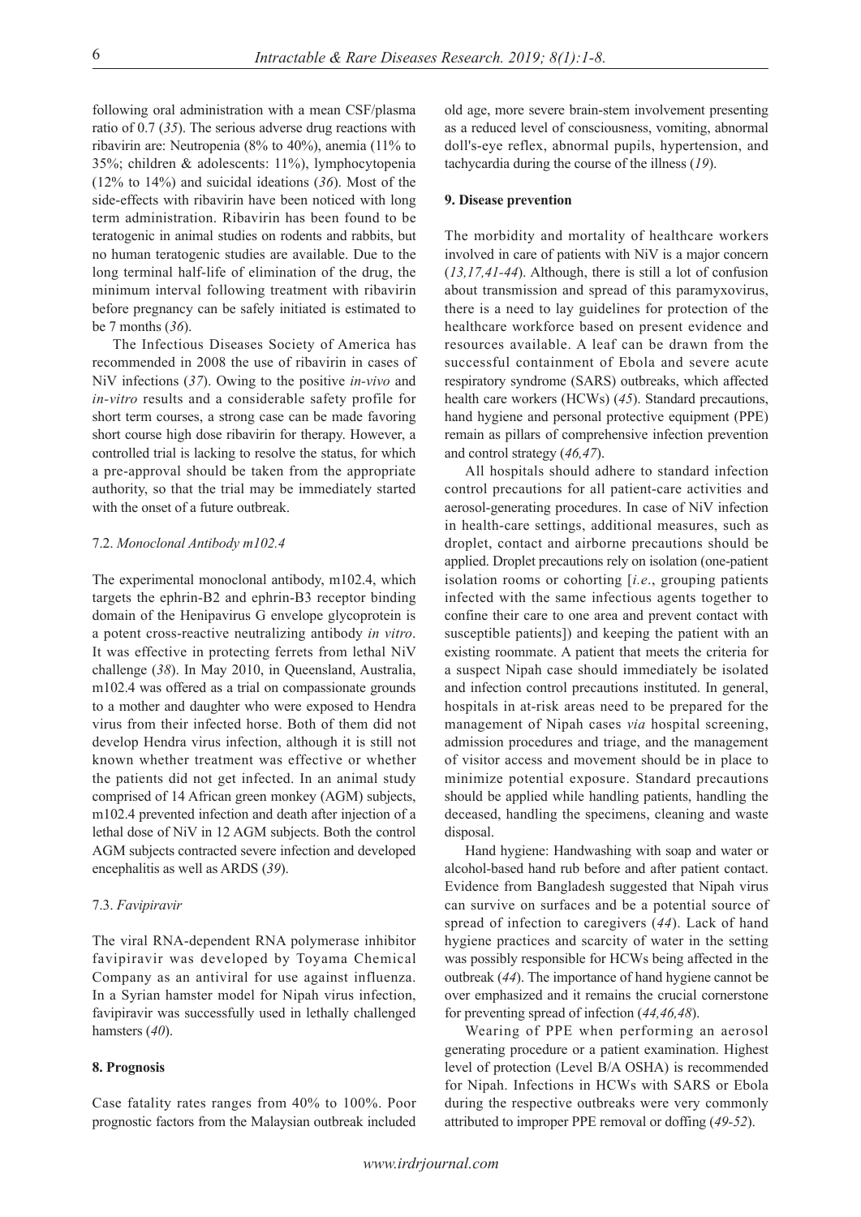following oral administration with a mean CSF/plasma ratio of 0.7 (*35*). The serious adverse drug reactions with ribavirin are: Neutropenia (8% to 40%), anemia (11% to 35%; children & adolescents: 11%), lymphocytopenia (12% to 14%) and suicidal ideations (*36*). Most of the side-effects with ribavirin have been noticed with long term administration. Ribavirin has been found to be teratogenic in animal studies on rodents and rabbits, but no human teratogenic studies are available. Due to the long terminal half-life of elimination of the drug, the minimum interval following treatment with ribavirin before pregnancy can be safely initiated is estimated to be 7 months (*36*).

The Infectious Diseases Society of America has recommended in 2008 the use of ribavirin in cases of NiV infections (*37*). Owing to the positive *in-vivo* and *in-vitro* results and a considerable safety profile for short term courses, a strong case can be made favoring short course high dose ribavirin for therapy. However, a controlled trial is lacking to resolve the status, for which a pre-approval should be taken from the appropriate authority, so that the trial may be immediately started with the onset of a future outbreak.

### 7.2. *Monoclonal Antibody m102.4*

The experimental monoclonal antibody, m102.4, which targets the ephrin-B2 and ephrin-B3 receptor binding domain of the Henipavirus G envelope glycoprotein is a potent cross-reactive neutralizing antibody *in vitro*. It was effective in protecting ferrets from lethal NiV challenge (*38*). In May 2010, in Queensland, Australia, m102.4 was offered as a trial on compassionate grounds to a mother and daughter who were exposed to Hendra virus from their infected horse. Both of them did not develop Hendra virus infection, although it is still not known whether treatment was effective or whether the patients did not get infected. In an animal study comprised of 14 African green monkey (AGM) subjects, m102.4 prevented infection and death after injection of a lethal dose of NiV in 12 AGM subjects. Both the control AGM subjects contracted severe infection and developed encephalitis as well as ARDS (*39*).

### 7.3. *Favipiravir*

The viral RNA-dependent RNA polymerase inhibitor favipiravir was developed by Toyama Chemical Company as an antiviral for use against influenza. In a Syrian hamster model for Nipah virus infection, favipiravir was successfully used in lethally challenged hamsters (*40*).

## 8. Prognosis

Case fatality rates ranges from 40% to 100%. Poor prognostic factors from the Malaysian outbreak included old age, more severe brain-stem involvement presenting as a reduced level of consciousness, vomiting, abnormal doll's-eye reflex, abnormal pupils, hypertension, and tachycardia during the course of the illness (*19*).

## 9. Disease prevention

The morbidity and mortality of healthcare workers involved in care of patients with NiV is a major concern (*13,17,41-44*). Although, there is still a lot of confusion about transmission and spread of this paramyxovirus, there is a need to lay guidelines for protection of the healthcare workforce based on present evidence and resources available. A leaf can be drawn from the successful containment of Ebola and severe acute respiratory syndrome (SARS) outbreaks, which affected health care workers (HCWs) (*45*). Standard precautions, hand hygiene and personal protective equipment (PPE) remain as pillars of comprehensive infection prevention and control strategy (*46,47*).

All hospitals should adhere to standard infection control precautions for all patient-care activities and aerosol-generating procedures. In case of NiV infection in health-care settings, additional measures, such as droplet, contact and airborne precautions should be applied. Droplet precautions rely on isolation (one-patient isolation rooms or cohorting [*i.e*., grouping patients infected with the same infectious agents together to confine their care to one area and prevent contact with susceptible patients]) and keeping the patient with an existing roommate. A patient that meets the criteria for a suspect Nipah case should immediately be isolated and infection control precautions instituted. In general, hospitals in at-risk areas need to be prepared for the management of Nipah cases *via* hospital screening, admission procedures and triage, and the management of visitor access and movement should be in place to minimize potential exposure. Standard precautions should be applied while handling patients, handling the deceased, handling the specimens, cleaning and waste disposal.

Hand hygiene: Handwashing with soap and water or alcohol-based hand rub before and after patient contact. Evidence from Bangladesh suggested that Nipah virus can survive on surfaces and be a potential source of spread of infection to caregivers (*44*). Lack of hand hygiene practices and scarcity of water in the setting was possibly responsible for HCWs being affected in the outbreak (*44*). The importance of hand hygiene cannot be over emphasized and it remains the crucial cornerstone for preventing spread of infection (*44,46,48*).

Wearing of PPE when performing an aerosol generating procedure or a patient examination. Highest level of protection (Level B/A OSHA) is recommended for Nipah. Infections in HCWs with SARS or Ebola during the respective outbreaks were very commonly attributed to improper PPE removal or doffing (*49-52*).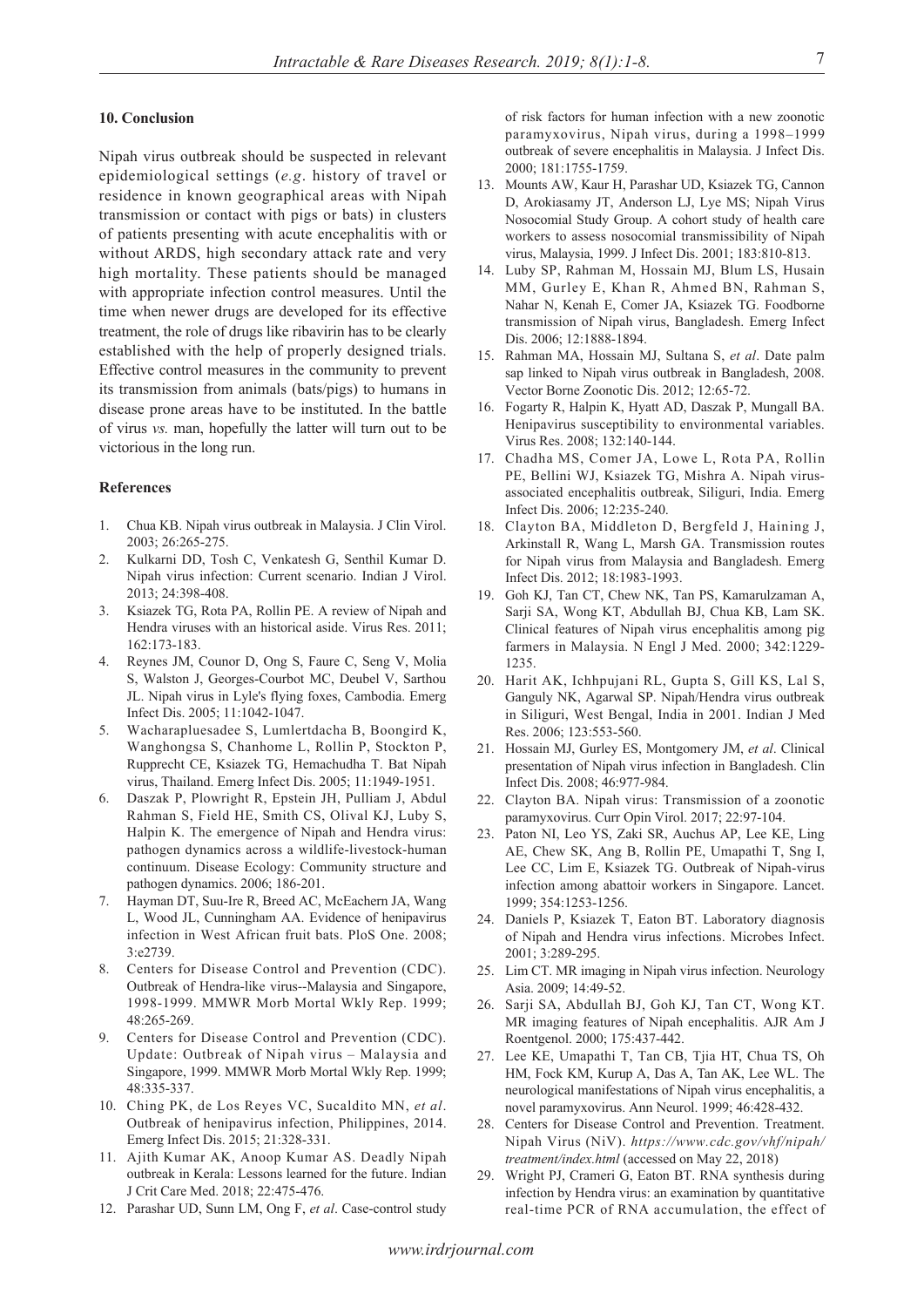## 10. Conclusion

Nipah virus outbreak should be suspected in relevant epidemiological settings (*e.g*. history of travel or residence in known geographical areas with Nipah transmission or contact with pigs or bats) in clusters of patients presenting with acute encephalitis with or without ARDS, high secondary attack rate and very high mortality. These patients should be managed with appropriate infection control measures. Until the time when newer drugs are developed for its effective treatment, the role of drugs like ribavirin has to be clearly established with the help of properly designed trials. Effective control measures in the community to prevent its transmission from animals (bats/pigs) to humans in disease prone areas have to be instituted. In the battle of virus *vs.* man, hopefully the latter will turn out to be victorious in the long run.

## References

1. Chua KB. Nipah virus outbreak in Malaysia. J Clin Virol. 2003; 26:265-275.
2. Kulkarni DD, Tosh C, Venkatesh G, Senthil Kumar D. Nipah virus infection: Current scenario. Indian J Virol. 2013; 24:398-408.
3. Ksiazek TG, Rota PA, Rollin PE. A review of Nipah and Hendra viruses with an historical aside. Virus Res. 2011; 162:173-183.
4. Reynes JM, Counor D, Ong S, Faure C, Seng V, Molia S, Walston J, Georges-Courbot MC, Deubel V, Sarthou JL. Nipah virus in Lyle's flying foxes, Cambodia. Emerg Infect Dis. 2005; 11:1042-1047.
5. Wacharapluesadee S, Lumlertdacha B, Boongird K, Wanghongsa S, Chanhome L, Rollin P, Stockton P, Rupprecht CE, Ksiazek TG, Hemachudha T. Bat Nipah virus, Thailand. Emerg Infect Dis. 2005; 11:1949-1951.
6. Daszak P, Plowright R, Epstein JH, Pulliam J, Abdul Rahman S, Field HE, Smith CS, Olival KJ, Luby S, Halpin K. The emergence of Nipah and Hendra virus: pathogen dynamics across a wildlife-livestock-human continuum. Disease Ecology: Community structure and pathogen dynamics. 2006; 186-201.
7. Hayman DT, Suu-Ire R, Breed AC, McEachern JA, Wang L, Wood JL, Cunningham AA. Evidence of henipavirus infection in West African fruit bats. PloS One. 2008; 3:e2739.
8. Centers for Disease Control and Prevention (CDC). Outbreak of Hendra-like virus--Malaysia and Singapore, 1998-1999. MMWR Morb Mortal Wkly Rep. 1999; 48:265-269.
9. Centers for Disease Control and Prevention (CDC). Update: Outbreak of Nipah virus – Malaysia and Singapore, 1999. MMWR Morb Mortal Wkly Rep. 1999; 48:335-337.
10. Ching PK, de Los Reyes VC, Sucaldito MN, *et al*. Outbreak of henipavirus infection, Philippines, 2014. Emerg Infect Dis. 2015; 21:328-331.
11. Ajith Kumar AK, Anoop Kumar AS. Deadly Nipah outbreak in Kerala: Lessons learned for the future. Indian J Crit Care Med. 2018; 22:475-476.
12. Parashar UD, Sunn LM, Ong F, *et al*. Case-control study of risk factors for human infection with a new zoonotic paramyxovirus, Nipah virus, during a 1998–1999 outbreak of severe encephalitis in Malaysia. J Infect Dis. 2000; 181:1755-1759.
13. Mounts AW, Kaur H, Parashar UD, Ksiazek TG, Cannon D, Arokiasamy JT, Anderson LJ, Lye MS; Nipah Virus Nosocomial Study Group. A cohort study of health care workers to assess nosocomial transmissibility of Nipah virus, Malaysia, 1999. J Infect Dis. 2001; 183:810-813.
14. Luby SP, Rahman M, Hossain MJ, Blum LS, Husain MM, Gurley E, Khan R, Ahmed BN, Rahman S, Nahar N, Kenah E, Comer JA, Ksiazek TG. Foodborne transmission of Nipah virus, Bangladesh. Emerg Infect Dis. 2006; 12:1888-1894.
15. Rahman MA, Hossain MJ, Sultana S, *et al*. Date palm sap linked to Nipah virus outbreak in Bangladesh, 2008. Vector Borne Zoonotic Dis. 2012; 12:65-72.
16. Fogarty R, Halpin K, Hyatt AD, Daszak P, Mungall BA. Henipavirus susceptibility to environmental variables. Virus Res. 2008; 132:140-144.
17. Chadha MS, Comer JA, Lowe L, Rota PA, Rollin PE, Bellini WJ, Ksiazek TG, Mishra A. Nipah virus-associated encephalitis outbreak, Siliguri, India. Emerg Infect Dis. 2006; 12:235-240.
18. Clayton BA, Middleton D, Bergfeld J, Haining J, Arkinstall R, Wang L, Marsh GA. Transmission routes for Nipah virus from Malaysia and Bangladesh. Emerg Infect Dis. 2012; 18:1983-1993.
19. Goh KJ, Tan CT, Chew NK, Tan PS, Kamarulzaman A, Sarji SA, Wong KT, Abdullah BJ, Chua KB, Lam SK. Clinical features of Nipah virus encephalitis among pig farmers in Malaysia. N Engl J Med. 2000; 342:1229-1235.
20. Harit AK, Ichhpujani RL, Gupta S, Gill KS, Lal S, Ganguly NK, Agarwal SP. Nipah/Hendra virus outbreak in Siliguri, West Bengal, India in 2001. Indian J Med Res. 2006; 123:553-560.
21. Hossain MJ, Gurley ES, Montgomery JM, *et al*. Clinical presentation of Nipah virus infection in Bangladesh. Clin Infect Dis. 2008; 46:977-984.
22. Clayton BA. Nipah virus: Transmission of a zoonotic paramyxovirus. Curr Opin Virol. 2017; 22:97-104.
23. Paton NI, Leo YS, Zaki SR, Auchus AP, Lee KE, Ling AE, Chew SK, Ang B, Rollin PE, Umapathi T, Sng I, Lee CC, Lim E, Ksiazek TG. Outbreak of Nipah-virus infection among abattoir workers in Singapore. Lancet. 1999; 354:1253-1256.
24. Daniels P, Ksiazek T, Eaton BT. Laboratory diagnosis of Nipah and Hendra virus infections. Microbes Infect. 2001; 3:289-295.
25. Lim CT. MR imaging in Nipah virus infection. Neurology Asia. 2009; 14:49-52.
26. Sarji SA, Abdullah BJ, Goh KJ, Tan CT, Wong KT. MR imaging features of Nipah encephalitis. AJR Am J Roentgenol. 2000; 175:437-442.
27. Lee KE, Umapathi T, Tan CB, Tjia HT, Chua TS, Oh HM, Fock KM, Kurup A, Das A, Tan AK, Lee WL. The neurological manifestations of Nipah virus encephalitis, a novel paramyxovirus. Ann Neurol. 1999; 46:428-432.
28. Centers for Disease Control and Prevention. Treatment. Nipah Virus (NiV). *https://www.cdc.gov/vhf/nipah/treatment/index.html* (accessed on May 22, 2018)
29. Wright PJ, Crameri G, Eaton BT. RNA synthesis during infection by Hendra virus: an examination by quantitative real-time PCR of RNA accumulation, the effect of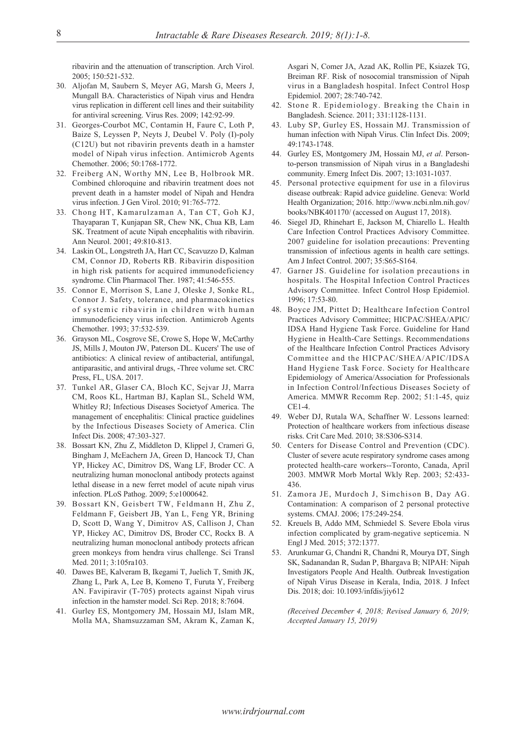ribavirin and the attenuation of transcription. Arch Virol. 2005; 150:521-532.

30. Aljofan M, Saubern S, Meyer AG, Marsh G, Meers J, Mungall BA. Characteristics of Nipah virus and Hendra virus replication in different cell lines and their suitability for antiviral screening. Virus Res. 2009; 142:92-99.
31. Georges-Courbot MC, Contamin H, Faure C, Loth P, Baize S, Leyssen P, Neyts J, Deubel V. Poly (I)-poly (C12U) but not ribavirin prevents death in a hamster model of Nipah virus infection. Antimicrob Agents Chemother. 2006; 50:1768-1772.
32. Freiberg AN, Worthy MN, Lee B, Holbrook MR. Combined chloroquine and ribavirin treatment does not prevent death in a hamster model of Nipah and Hendra virus infection. J Gen Virol. 2010; 91:765-772.
33. Chong HT, Kamarulzaman A, Tan CT, Goh KJ, Thayaparan T, Kunjapan SR, Chew NK, Chua KB, Lam SK. Treatment of acute Nipah encephalitis with ribavirin. Ann Neurol. 2001; 49:810-813.
34. Laskin OL, Longstreth JA, Hart CC, Scavuzzo D, Kalman CM, Connor JD, Roberts RB. Ribavirin disposition in high risk patients for acquired immunodeficiency syndrome. Clin Pharmacol Ther. 1987; 41:546-555.
35. Connor E, Morrison S, Lane J, Oleske J, Sonke RL, Connor J. Safety, tolerance, and pharmacokinetics of systemic ribavirin in children with human immunodeficiency virus infection. Antimicrob Agents Chemother. 1993; 37:532-539.
36. Grayson ML, Cosgrove SE, Crowe S, Hope W, McCarthy JS, Mills J, Mouton JW, Paterson DL. Kucers' The use of antibiotics: A clinical review of antibacterial, antifungal, antiparasitic, and antiviral drugs, -Three volume set. CRC Press, FL, USA. 2017.
37. Tunkel AR, Glaser CA, Bloch KC, Sejvar JJ, Marra CM, Roos KL, Hartman BJ, Kaplan SL, Scheld WM, Whitley RJ; Infectious Diseases Societyof America. The management of encephalitis: Clinical practice guidelines by the Infectious Diseases Society of America. Clin Infect Dis. 2008; 47:303-327.
38. Bossart KN, Zhu Z, Middleton D, Klippel J, Crameri G, Bingham J, McEachern JA, Green D, Hancock TJ, Chan YP, Hickey AC, Dimitrov DS, Wang LF, Broder CC. A neutralizing human monoclonal antibody protects against lethal disease in a new ferret model of acute nipah virus infection. PLoS Pathog. 2009; 5:e1000642.
39. Bossart KN, Geisbert TW, Feldmann H, Zhu Z, Feldmann F, Geisbert JB, Yan L, Feng YR, Brining D, Scott D, Wang Y, Dimitrov AS, Callison J, Chan YP, Hickey AC, Dimitrov DS, Broder CC, Rockx B. A neutralizing human monoclonal antibody protects african green monkeys from hendra virus challenge. Sci Transl Med. 2011; 3:105ra103.
40. Dawes BE, Kalveram B, Ikegami T, Juelich T, Smith JK, Zhang L, Park A, Lee B, Komeno T, Furuta Y, Freiberg AN. Favipiravir (T-705) protects against Nipah virus infection in the hamster model. Sci Rep. 2018; 8:7604.
41. Gurley ES, Montgomery JM, Hossain MJ, Islam MR, Molla MA, Shamsuzzaman SM, Akram K, Zaman K, Asgari N, Comer JA, Azad AK, Rollin PE, Ksiazek TG, Breiman RF. Risk of nosocomial transmission of Nipah virus in a Bangladesh hospital. Infect Control Hosp Epidemiol. 2007; 28:740-742.
42. Stone R. Epidemiology. Breaking the Chain in Bangladesh. Science. 2011; 331:1128-1131.
43. Luby SP, Gurley ES, Hossain MJ. Transmission of human infection with Nipah Virus. Clin Infect Dis. 2009; 49:1743-1748.
44. Gurley ES, Montgomery JM, Hossain MJ, *et al*. Person-to-person transmission of Nipah virus in a Bangladeshi community. Emerg Infect Dis. 2007; 13:1031-1037.
45. Personal protective equipment for use in a filovirus disease outbreak: Rapid advice guideline. Geneva: World Health Organization; 2016. http://www.ncbi.nlm.nih.gov/books/NBK401170/ (accessed on August 17, 2018).
46. Siegel JD, Rhinehart E, Jackson M, Chiarello L. Health Care Infection Control Practices Advisory Committee. 2007 guideline for isolation precautions: Preventing transmission of infectious agents in health care settings. Am J Infect Control. 2007; 35:S65-S164.
47. Garner JS. Guideline for isolation precautions in hospitals. The Hospital Infection Control Practices Advisory Committee. Infect Control Hosp Epidemiol. 1996; 17:53-80.
48. Boyce JM, Pittet D; Healthcare Infection Control Practices Advisory Committee; HICPAC/SHEA/APIC/IDSA Hand Hygiene Task Force. Guideline for Hand Hygiene in Health-Care Settings. Recommendations of the Healthcare Infection Control Practices Advisory Committee and the HICPAC/SHEA/APIC/IDSA Hand Hygiene Task Force. Society for Healthcare Epidemiology of America/Association for Professionals in Infection Control/Infectious Diseases Society of America. MMWR Recomm Rep. 2002; 51:1-45, quiz CE1-4.
49. Weber DJ, Rutala WA, Schaffner W. Lessons learned: Protection of healthcare workers from infectious disease risks. Crit Care Med. 2010; 38:S306-S314.
50. Centers for Disease Control and Prevention (CDC). Cluster of severe acute respiratory syndrome cases among protected health-care workers--Toronto, Canada, April 2003. MMWR Morb Mortal Wkly Rep. 2003; 52:433-436.
51. Zamora JE, Murdoch J, Simchison B, Day AG. Contamination: A comparison of 2 personal protective systems. CMAJ. 2006; 175:249-254.
52. Kreuels B, Addo MM, Schmiedel S. Severe Ebola virus infection complicated by gram-negative septicemia. N Engl J Med. 2015; 372:1377.
53. Arunkumar G, Chandni R, Chandni R, Mourya DT, Singh SK, Sadanandan R, Sudan P, Bhargava B; NIPAH: Nipah Investigators People And Health. Outbreak Investigation of Nipah Virus Disease in Kerala, India, 2018. J Infect Dis. 2018; doi: 10.1093/infdis/jiy612

*(Received December 4, 2018; Revised January 6, 2019; Accepted January 15, 2019)*